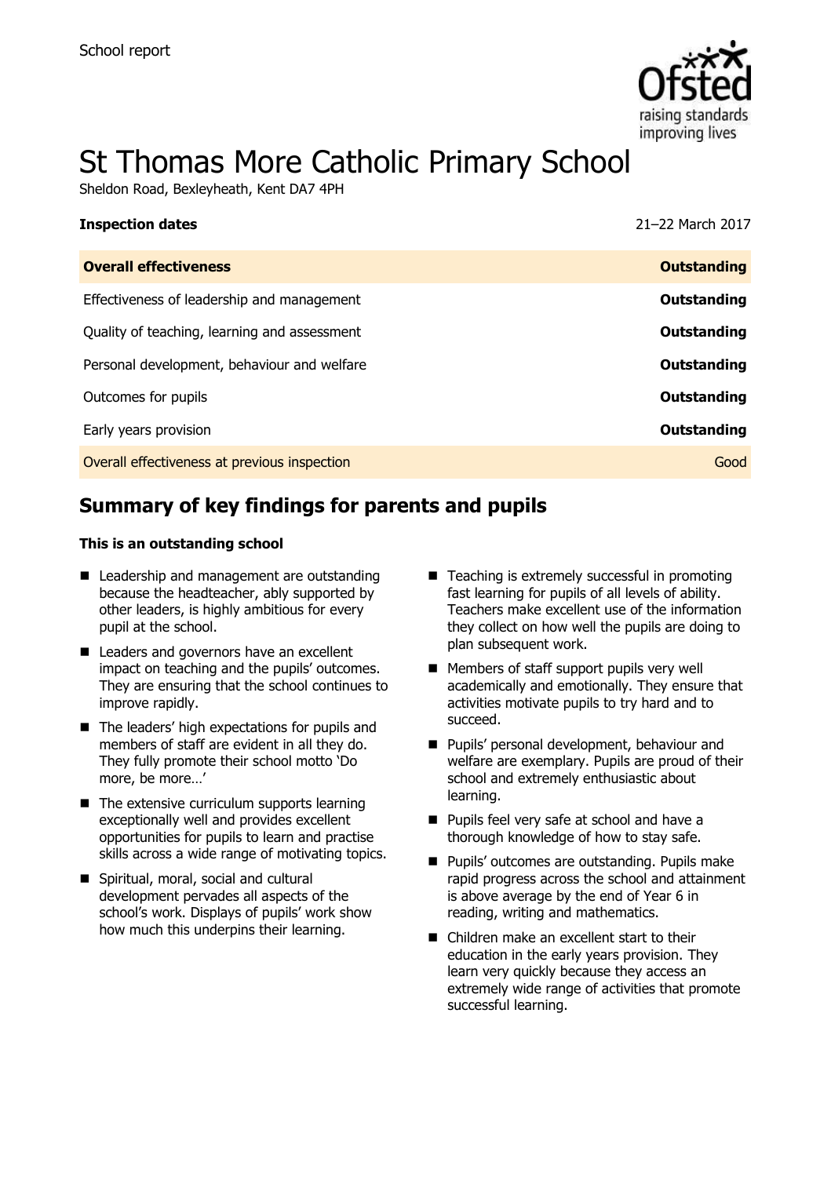School report

# St Thomas More Catholic Primary School

Sheldon Road, Bexleyheath, Kent DA7 4PH

| **Inspection dates** | 21–22 March 2017 |
|---|---|
| **Overall effectiveness** | **Outstanding** |
| Effectiveness of leadership and management | **Outstanding** |
| Quality of teaching, learning and assessment | **Outstanding** |
| Personal development, behaviour and welfare | **Outstanding** |
| Outcomes for pupils | **Outstanding** |
| Early years provision | **Outstanding** |
| Overall effectiveness at previous inspection | Good |

## Summary of key findings for parents and pupils

**This is an outstanding school**

- Leadership and management are outstanding because the headteacher, ably supported by other leaders, is highly ambitious for every pupil at the school.
- Leaders and governors have an excellent impact on teaching and the pupils' outcomes. They are ensuring that the school continues to improve rapidly.
- The leaders' high expectations for pupils and members of staff are evident in all they do. They fully promote their school motto 'Do more, be more…'
- The extensive curriculum supports learning exceptionally well and provides excellent opportunities for pupils to learn and practise skills across a wide range of motivating topics.
- Spiritual, moral, social and cultural development pervades all aspects of the school's work. Displays of pupils' work show how much this underpins their learning.
- Teaching is extremely successful in promoting fast learning for pupils of all levels of ability. Teachers make excellent use of the information they collect on how well the pupils are doing to plan subsequent work.
- Members of staff support pupils very well academically and emotionally. They ensure that activities motivate pupils to try hard and to succeed.
- Pupils' personal development, behaviour and welfare are exemplary. Pupils are proud of their school and extremely enthusiastic about learning.
- Pupils feel very safe at school and have a thorough knowledge of how to stay safe.
- Pupils' outcomes are outstanding. Pupils make rapid progress across the school and attainment is above average by the end of Year 6 in reading, writing and mathematics.
- Children make an excellent start to their education in the early years provision. They learn very quickly because they access an extremely wide range of activities that promote successful learning.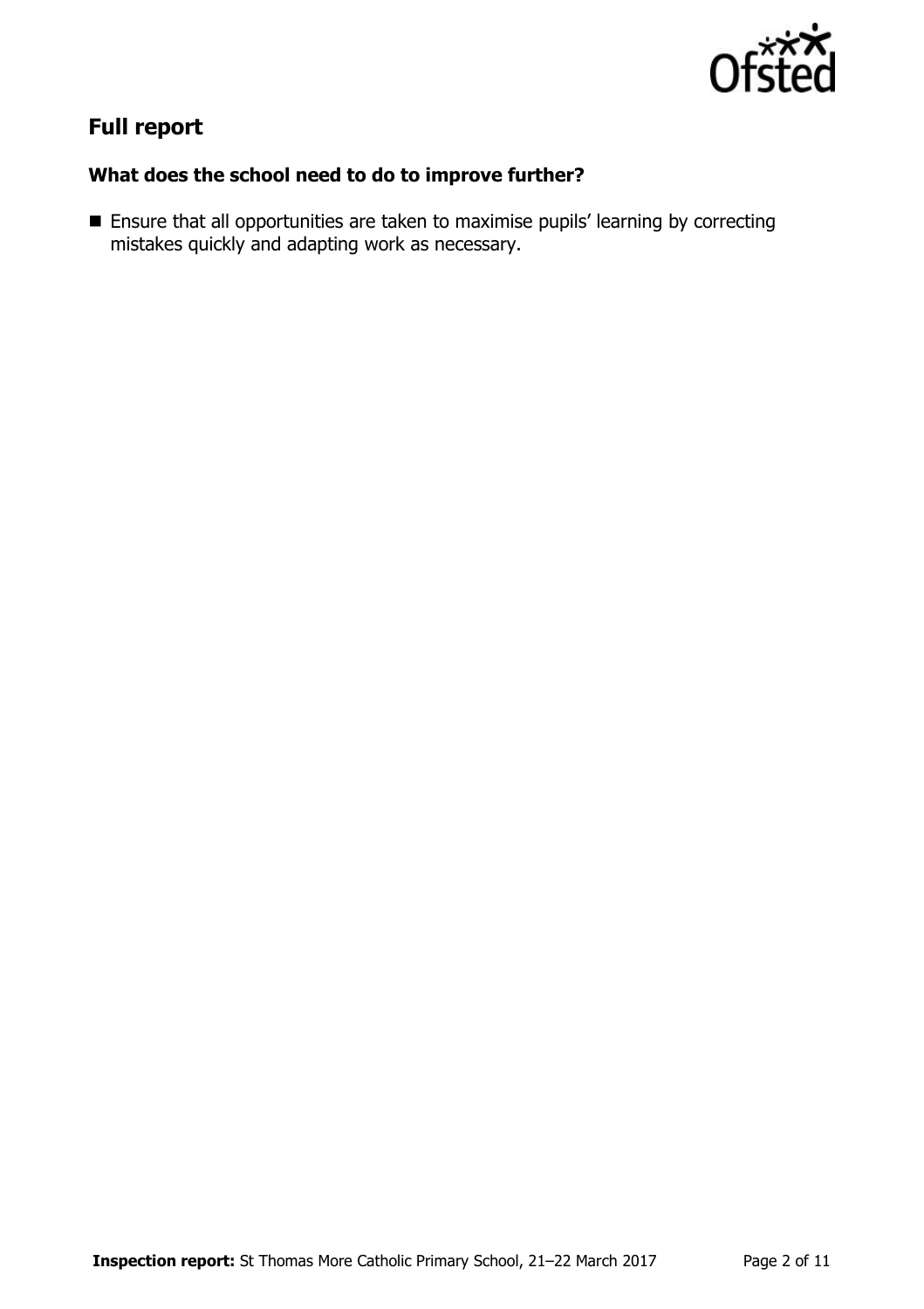## Full report

### What does the school need to do to improve further?

- Ensure that all opportunities are taken to maximise pupils' learning by correcting mistakes quickly and adapting work as necessary.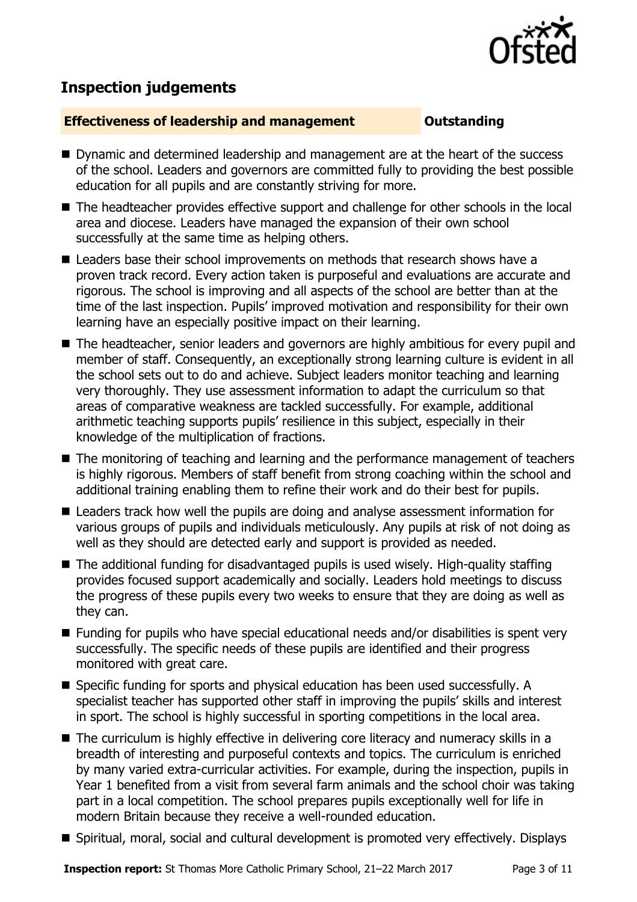## Inspection judgements

**Effectiveness of leadership and management** **Outstanding**

- Dynamic and determined leadership and management are at the heart of the success of the school. Leaders and governors are committed fully to providing the best possible education for all pupils and are constantly striving for more.
- The headteacher provides effective support and challenge for other schools in the local area and diocese. Leaders have managed the expansion of their own school successfully at the same time as helping others.
- Leaders base their school improvements on methods that research shows have a proven track record. Every action taken is purposeful and evaluations are accurate and rigorous. The school is improving and all aspects of the school are better than at the time of the last inspection. Pupils' improved motivation and responsibility for their own learning have an especially positive impact on their learning.
- The headteacher, senior leaders and governors are highly ambitious for every pupil and member of staff. Consequently, an exceptionally strong learning culture is evident in all the school sets out to do and achieve. Subject leaders monitor teaching and learning very thoroughly. They use assessment information to adapt the curriculum so that areas of comparative weakness are tackled successfully. For example, additional arithmetic teaching supports pupils' resilience in this subject, especially in their knowledge of the multiplication of fractions.
- The monitoring of teaching and learning and the performance management of teachers is highly rigorous. Members of staff benefit from strong coaching within the school and additional training enabling them to refine their work and do their best for pupils.
- Leaders track how well the pupils are doing and analyse assessment information for various groups of pupils and individuals meticulously. Any pupils at risk of not doing as well as they should are detected early and support is provided as needed.
- The additional funding for disadvantaged pupils is used wisely. High-quality staffing provides focused support academically and socially. Leaders hold meetings to discuss the progress of these pupils every two weeks to ensure that they are doing as well as they can.
- Funding for pupils who have special educational needs and/or disabilities is spent very successfully. The specific needs of these pupils are identified and their progress monitored with great care.
- Specific funding for sports and physical education has been used successfully. A specialist teacher has supported other staff in improving the pupils' skills and interest in sport. The school is highly successful in sporting competitions in the local area.
- The curriculum is highly effective in delivering core literacy and numeracy skills in a breadth of interesting and purposeful contexts and topics. The curriculum is enriched by many varied extra-curricular activities. For example, during the inspection, pupils in Year 1 benefited from a visit from several farm animals and the school choir was taking part in a local competition. The school prepares pupils exceptionally well for life in modern Britain because they receive a well-rounded education.
- Spiritual, moral, social and cultural development is promoted very effectively. Displays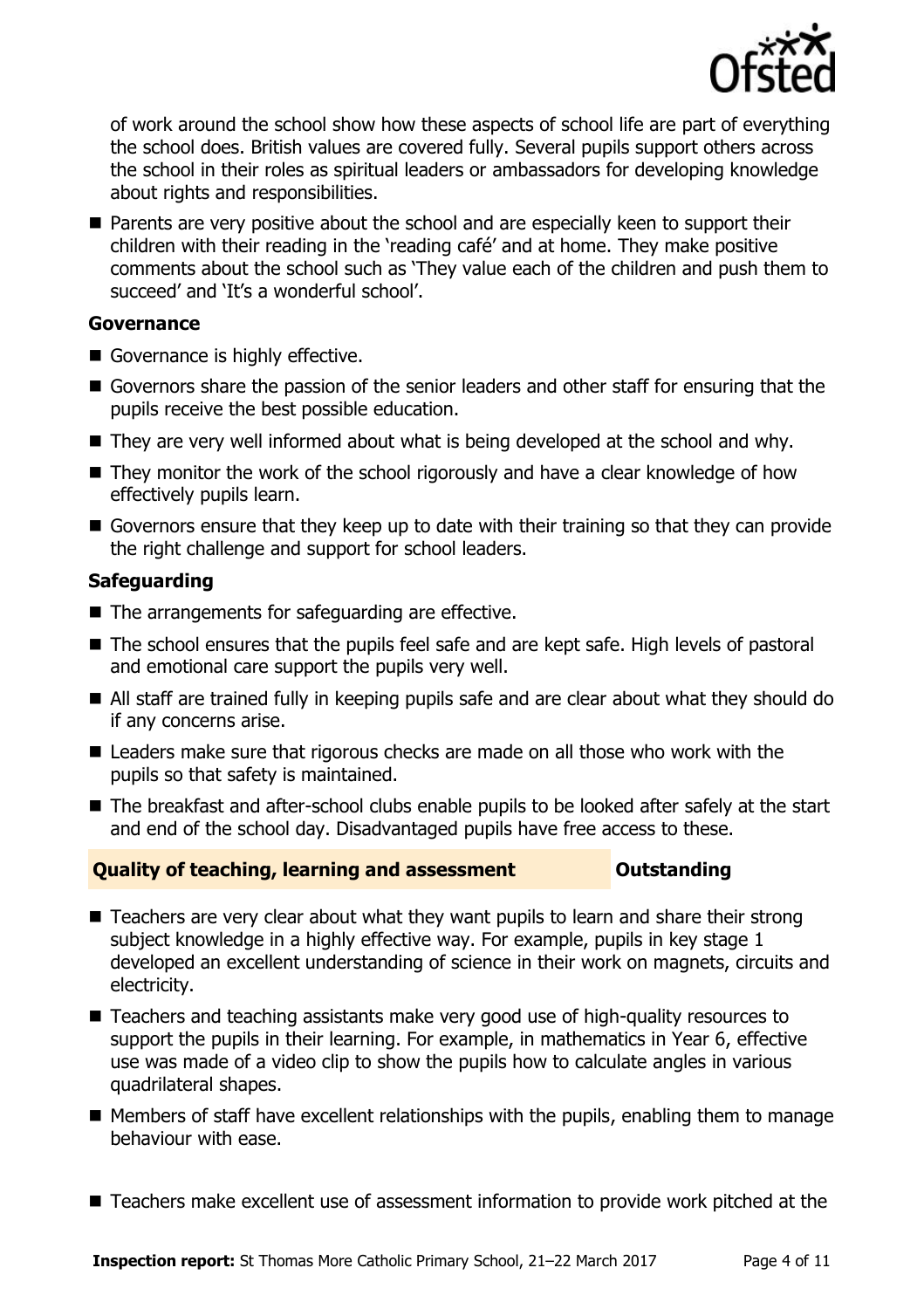of work around the school show how these aspects of school life are part of everything the school does. British values are covered fully. Several pupils support others across the school in their roles as spiritual leaders or ambassadors for developing knowledge about rights and responsibilities.

- Parents are very positive about the school and are especially keen to support their children with their reading in the 'reading café' and at home. They make positive comments about the school such as 'They value each of the children and push them to succeed' and 'It's a wonderful school'.

### Governance

- Governance is highly effective.
- Governors share the passion of the senior leaders and other staff for ensuring that the pupils receive the best possible education.
- They are very well informed about what is being developed at the school and why.
- They monitor the work of the school rigorously and have a clear knowledge of how effectively pupils learn.
- Governors ensure that they keep up to date with their training so that they can provide the right challenge and support for school leaders.

### Safeguarding

- The arrangements for safeguarding are effective.
- The school ensures that the pupils feel safe and are kept safe. High levels of pastoral and emotional care support the pupils very well.
- All staff are trained fully in keeping pupils safe and are clear about what they should do if any concerns arise.
- Leaders make sure that rigorous checks are made on all those who work with the pupils so that safety is maintained.
- The breakfast and after-school clubs enable pupils to be looked after safely at the start and end of the school day. Disadvantaged pupils have free access to these.

## Quality of teaching, learning and assessment — Outstanding

- Teachers are very clear about what they want pupils to learn and share their strong subject knowledge in a highly effective way. For example, pupils in key stage 1 developed an excellent understanding of science in their work on magnets, circuits and electricity.
- Teachers and teaching assistants make very good use of high-quality resources to support the pupils in their learning. For example, in mathematics in Year 6, effective use was made of a video clip to show the pupils how to calculate angles in various quadrilateral shapes.
- Members of staff have excellent relationships with the pupils, enabling them to manage behaviour with ease.
- Teachers make excellent use of assessment information to provide work pitched at the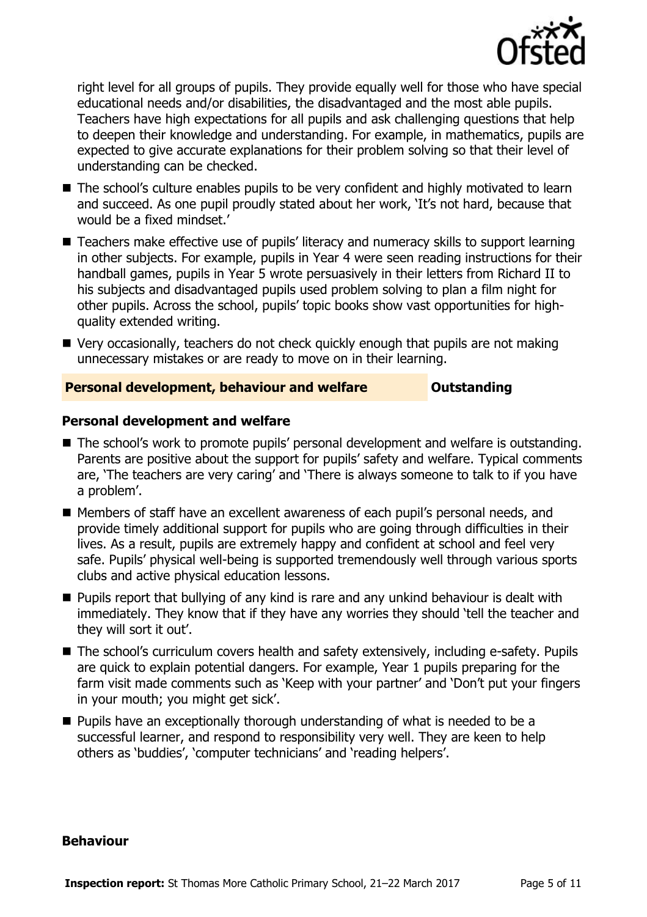right level for all groups of pupils. They provide equally well for those who have special educational needs and/or disabilities, the disadvantaged and the most able pupils. Teachers have high expectations for all pupils and ask challenging questions that help to deepen their knowledge and understanding. For example, in mathematics, pupils are expected to give accurate explanations for their problem solving so that their level of understanding can be checked.

- The school's culture enables pupils to be very confident and highly motivated to learn and succeed. As one pupil proudly stated about her work, 'It's not hard, because that would be a fixed mindset.'
- Teachers make effective use of pupils' literacy and numeracy skills to support learning in other subjects. For example, pupils in Year 4 were seen reading instructions for their handball games, pupils in Year 5 wrote persuasively in their letters from Richard II to his subjects and disadvantaged pupils used problem solving to plan a film night for other pupils. Across the school, pupils' topic books show vast opportunities for high-quality extended writing.
- Very occasionally, teachers do not check quickly enough that pupils are not making unnecessary mistakes or are ready to move on in their learning.

## Personal development, behaviour and welfare — Outstanding

### Personal development and welfare

- The school's work to promote pupils' personal development and welfare is outstanding. Parents are positive about the support for pupils' safety and welfare. Typical comments are, 'The teachers are very caring' and 'There is always someone to talk to if you have a problem'.
- Members of staff have an excellent awareness of each pupil's personal needs, and provide timely additional support for pupils who are going through difficulties in their lives. As a result, pupils are extremely happy and confident at school and feel very safe. Pupils' physical well-being is supported tremendously well through various sports clubs and active physical education lessons.
- Pupils report that bullying of any kind is rare and any unkind behaviour is dealt with immediately. They know that if they have any worries they should 'tell the teacher and they will sort it out'.
- The school's curriculum covers health and safety extensively, including e-safety. Pupils are quick to explain potential dangers. For example, Year 1 pupils preparing for the farm visit made comments such as 'Keep with your partner' and 'Don't put your fingers in your mouth; you might get sick'.
- Pupils have an exceptionally thorough understanding of what is needed to be a successful learner, and respond to responsibility very well. They are keen to help others as 'buddies', 'computer technicians' and 'reading helpers'.

### Behaviour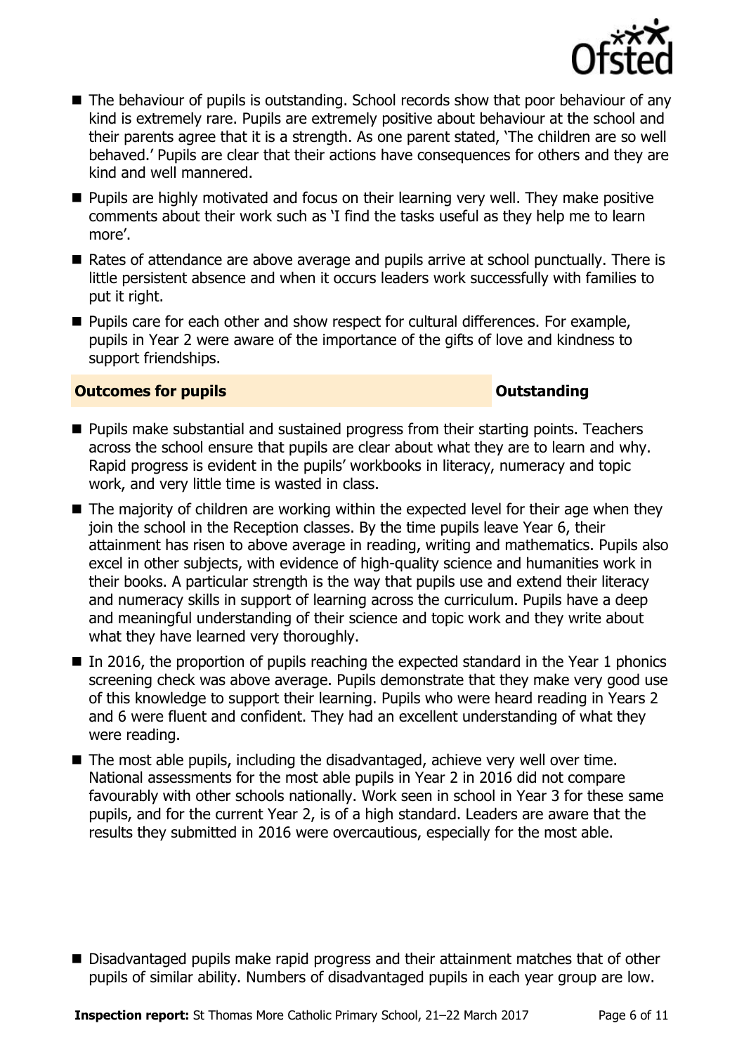- The behaviour of pupils is outstanding. School records show that poor behaviour of any kind is extremely rare. Pupils are extremely positive about behaviour at the school and their parents agree that it is a strength. As one parent stated, 'The children are so well behaved.' Pupils are clear that their actions have consequences for others and they are kind and well mannered.
- Pupils are highly motivated and focus on their learning very well. They make positive comments about their work such as 'I find the tasks useful as they help me to learn more'.
- Rates of attendance are above average and pupils arrive at school punctually. There is little persistent absence and when it occurs leaders work successfully with families to put it right.
- Pupils care for each other and show respect for cultural differences. For example, pupils in Year 2 were aware of the importance of the gifts of love and kindness to support friendships.

## Outcomes for pupils — Outstanding

- Pupils make substantial and sustained progress from their starting points. Teachers across the school ensure that pupils are clear about what they are to learn and why. Rapid progress is evident in the pupils' workbooks in literacy, numeracy and topic work, and very little time is wasted in class.
- The majority of children are working within the expected level for their age when they join the school in the Reception classes. By the time pupils leave Year 6, their attainment has risen to above average in reading, writing and mathematics. Pupils also excel in other subjects, with evidence of high-quality science and humanities work in their books. A particular strength is the way that pupils use and extend their literacy and numeracy skills in support of learning across the curriculum. Pupils have a deep and meaningful understanding of their science and topic work and they write about what they have learned very thoroughly.
- In 2016, the proportion of pupils reaching the expected standard in the Year 1 phonics screening check was above average. Pupils demonstrate that they make very good use of this knowledge to support their learning. Pupils who were heard reading in Years 2 and 6 were fluent and confident. They had an excellent understanding of what they were reading.
- The most able pupils, including the disadvantaged, achieve very well over time. National assessments for the most able pupils in Year 2 in 2016 did not compare favourably with other schools nationally. Work seen in school in Year 3 for these same pupils, and for the current Year 2, is of a high standard. Leaders are aware that the results they submitted in 2016 were overcautious, especially for the most able.
- Disadvantaged pupils make rapid progress and their attainment matches that of other pupils of similar ability. Numbers of disadvantaged pupils in each year group are low.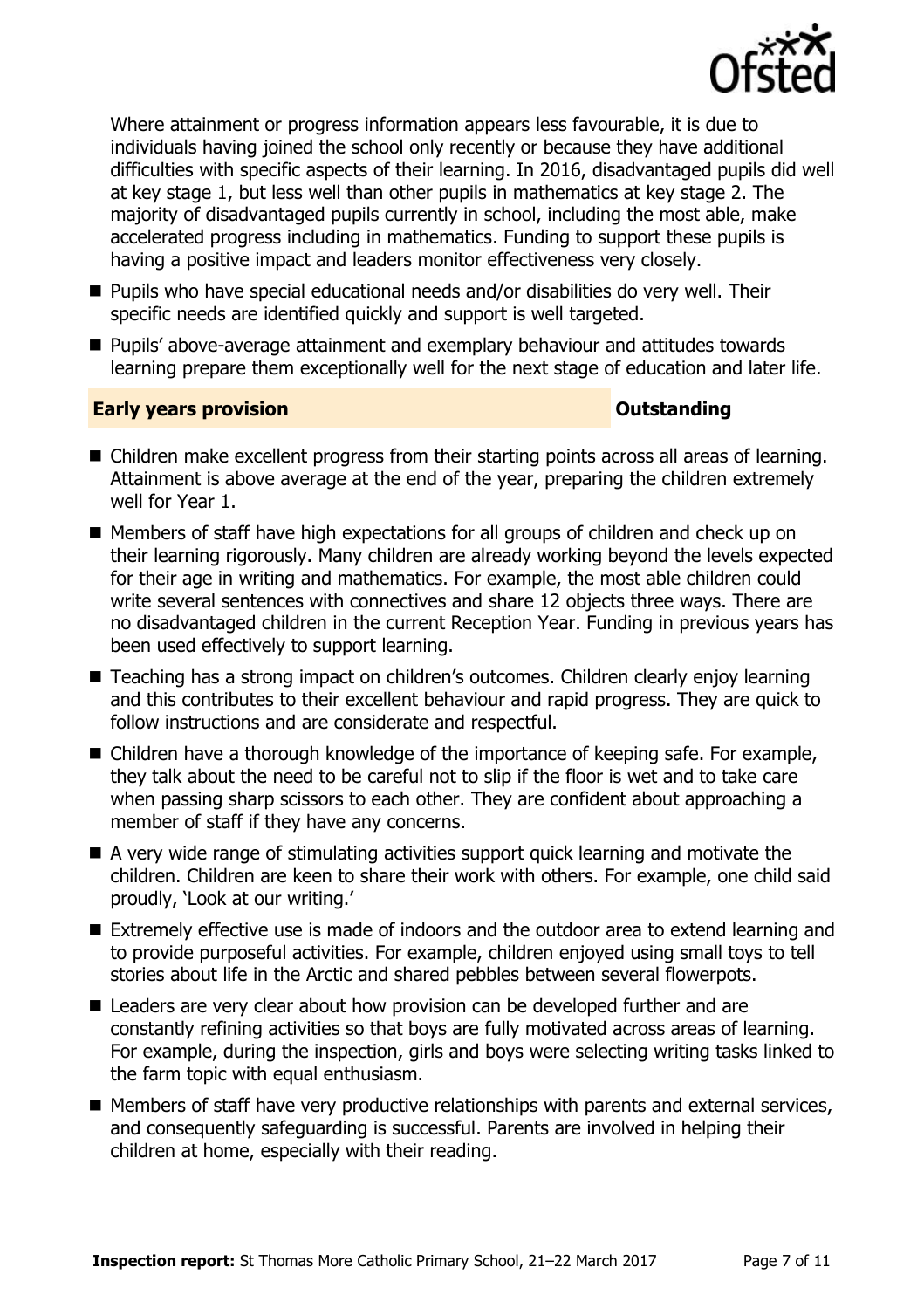Where attainment or progress information appears less favourable, it is due to individuals having joined the school only recently or because they have additional difficulties with specific aspects of their learning. In 2016, disadvantaged pupils did well at key stage 1, but less well than other pupils in mathematics at key stage 2. The majority of disadvantaged pupils currently in school, including the most able, make accelerated progress including in mathematics. Funding to support these pupils is having a positive impact and leaders monitor effectiveness very closely.

- Pupils who have special educational needs and/or disabilities do very well. Their specific needs are identified quickly and support is well targeted.
- Pupils' above-average attainment and exemplary behaviour and attitudes towards learning prepare them exceptionally well for the next stage of education and later life.

## Early years provision — Outstanding

- Children make excellent progress from their starting points across all areas of learning. Attainment is above average at the end of the year, preparing the children extremely well for Year 1.
- Members of staff have high expectations for all groups of children and check up on their learning rigorously. Many children are already working beyond the levels expected for their age in writing and mathematics. For example, the most able children could write several sentences with connectives and share 12 objects three ways. There are no disadvantaged children in the current Reception Year. Funding in previous years has been used effectively to support learning.
- Teaching has a strong impact on children's outcomes. Children clearly enjoy learning and this contributes to their excellent behaviour and rapid progress. They are quick to follow instructions and are considerate and respectful.
- Children have a thorough knowledge of the importance of keeping safe. For example, they talk about the need to be careful not to slip if the floor is wet and to take care when passing sharp scissors to each other. They are confident about approaching a member of staff if they have any concerns.
- A very wide range of stimulating activities support quick learning and motivate the children. Children are keen to share their work with others. For example, one child said proudly, 'Look at our writing.'
- Extremely effective use is made of indoors and the outdoor area to extend learning and to provide purposeful activities. For example, children enjoyed using small toys to tell stories about life in the Arctic and shared pebbles between several flowerpots.
- Leaders are very clear about how provision can be developed further and are constantly refining activities so that boys are fully motivated across areas of learning. For example, during the inspection, girls and boys were selecting writing tasks linked to the farm topic with equal enthusiasm.
- Members of staff have very productive relationships with parents and external services, and consequently safeguarding is successful. Parents are involved in helping their children at home, especially with their reading.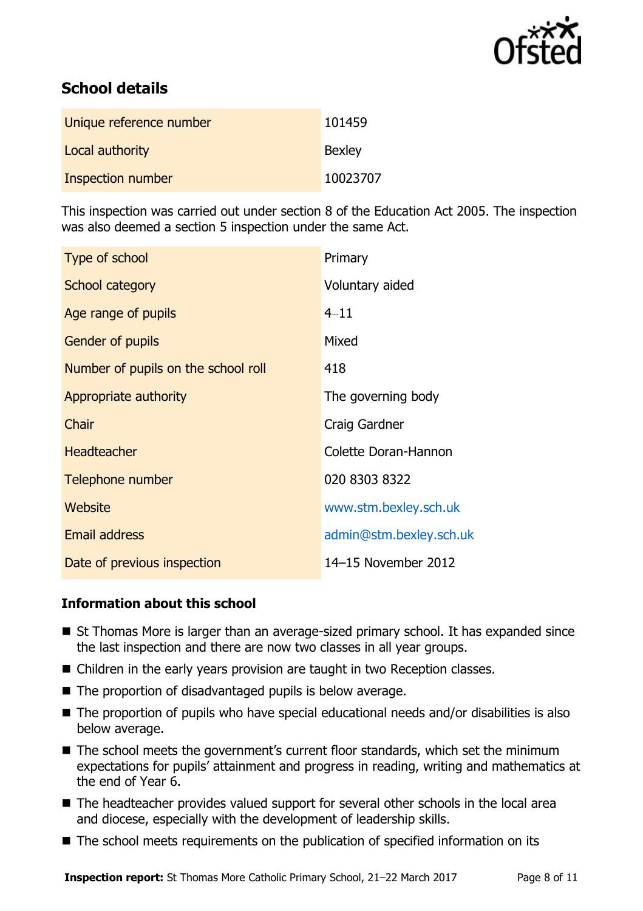## School details

| | |
|---|---|
| Unique reference number | 101459 |
| Local authority | Bexley |
| Inspection number | 10023707 |

This inspection was carried out under section 8 of the Education Act 2005. The inspection was also deemed a section 5 inspection under the same Act.

| | |
|---|---|
| Type of school | Primary |
| School category | Voluntary aided |
| Age range of pupils | 4–11 |
| Gender of pupils | Mixed |
| Number of pupils on the school roll | 418 |
| Appropriate authority | The governing body |
| Chair | Craig Gardner |
| Headteacher | Colette Doran-Hannon |
| Telephone number | 020 8303 8322 |
| Website | www.stm.bexley.sch.uk |
| Email address | admin@stm.bexley.sch.uk |
| Date of previous inspection | 14–15 November 2012 |

### Information about this school

- St Thomas More is larger than an average-sized primary school. It has expanded since the last inspection and there are now two classes in all year groups.
- Children in the early years provision are taught in two Reception classes.
- The proportion of disadvantaged pupils is below average.
- The proportion of pupils who have special educational needs and/or disabilities is also below average.
- The school meets the government's current floor standards, which set the minimum expectations for pupils' attainment and progress in reading, writing and mathematics at the end of Year 6.
- The headteacher provides valued support for several other schools in the local area and diocese, especially with the development of leadership skills.
- The school meets requirements on the publication of specified information on its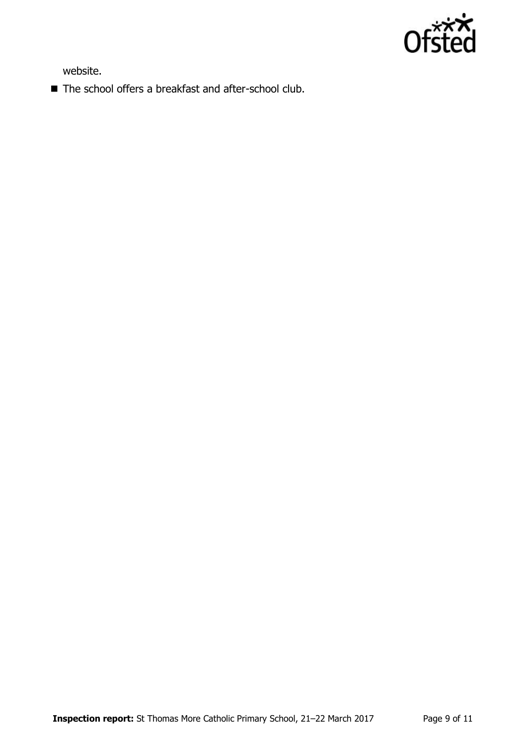website.

- The school offers a breakfast and after-school club.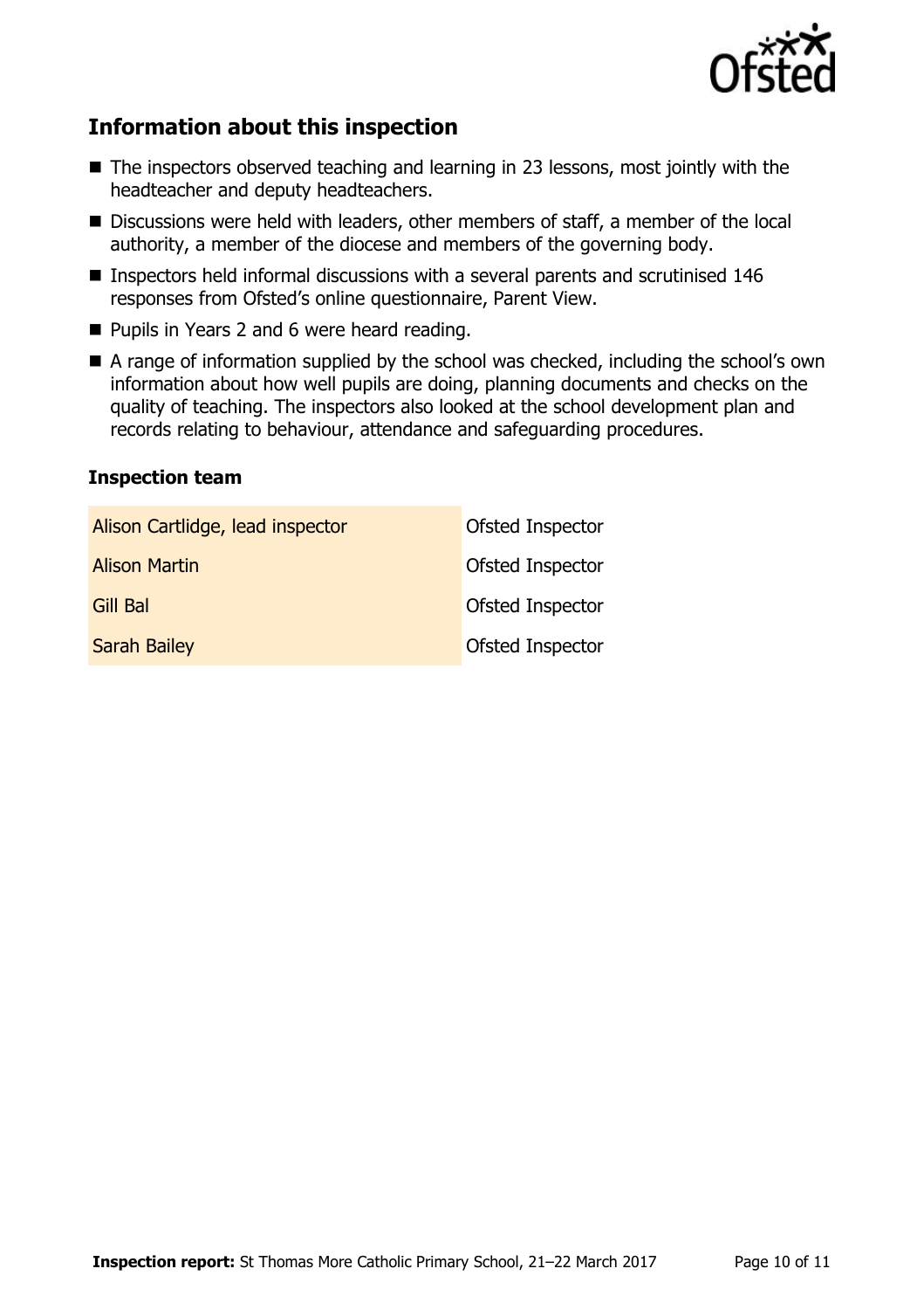## Information about this inspection

- The inspectors observed teaching and learning in 23 lessons, most jointly with the headteacher and deputy headteachers.
- Discussions were held with leaders, other members of staff, a member of the local authority, a member of the diocese and members of the governing body.
- Inspectors held informal discussions with a several parents and scrutinised 146 responses from Ofsted's online questionnaire, Parent View.
- Pupils in Years 2 and 6 were heard reading.
- A range of information supplied by the school was checked, including the school's own information about how well pupils are doing, planning documents and checks on the quality of teaching. The inspectors also looked at the school development plan and records relating to behaviour, attendance and safeguarding procedures.

### Inspection team

| | |
|---|---|
| Alison Cartlidge, lead inspector | Ofsted Inspector |
| Alison Martin | Ofsted Inspector |
| Gill Bal | Ofsted Inspector |
| Sarah Bailey | Ofsted Inspector |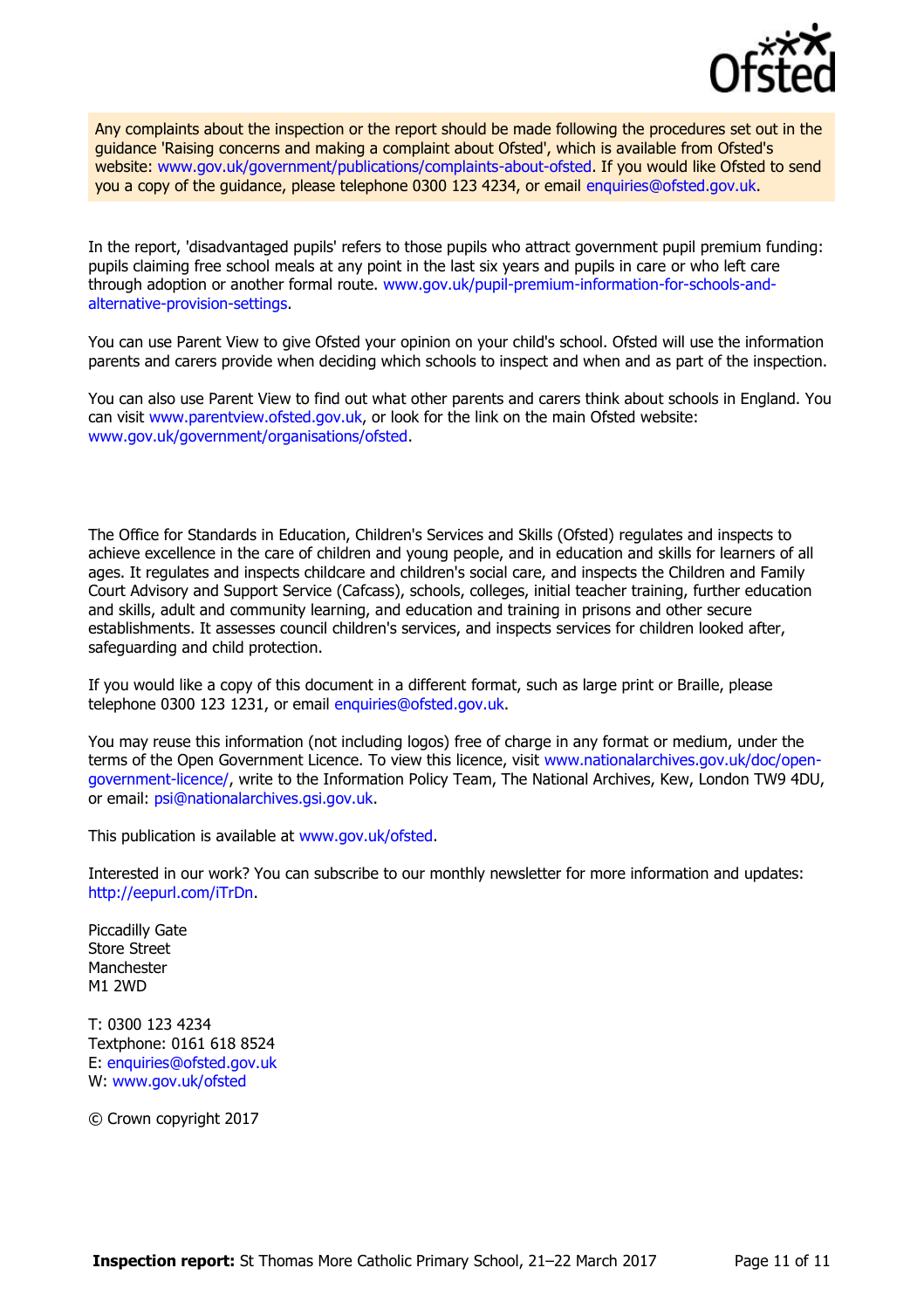Any complaints about the inspection or the report should be made following the procedures set out in the guidance 'Raising concerns and making a complaint about Ofsted', which is available from Ofsted's website: www.gov.uk/government/publications/complaints-about-ofsted. If you would like Ofsted to send you a copy of the guidance, please telephone 0300 123 4234, or email enquiries@ofsted.gov.uk.

In the report, 'disadvantaged pupils' refers to those pupils who attract government pupil premium funding: pupils claiming free school meals at any point in the last six years and pupils in care or who left care through adoption or another formal route. www.gov.uk/pupil-premium-information-for-schools-and-alternative-provision-settings.

You can use Parent View to give Ofsted your opinion on your child's school. Ofsted will use the information parents and carers provide when deciding which schools to inspect and when and as part of the inspection.

You can also use Parent View to find out what other parents and carers think about schools in England. You can visit www.parentview.ofsted.gov.uk, or look for the link on the main Ofsted website: www.gov.uk/government/organisations/ofsted.

The Office for Standards in Education, Children's Services and Skills (Ofsted) regulates and inspects to achieve excellence in the care of children and young people, and in education and skills for learners of all ages. It regulates and inspects childcare and children's social care, and inspects the Children and Family Court Advisory and Support Service (Cafcass), schools, colleges, initial teacher training, further education and skills, adult and community learning, and education and training in prisons and other secure establishments. It assesses council children's services, and inspects services for children looked after, safeguarding and child protection.

If you would like a copy of this document in a different format, such as large print or Braille, please telephone 0300 123 1231, or email enquiries@ofsted.gov.uk.

You may reuse this information (not including logos) free of charge in any format or medium, under the terms of the Open Government Licence. To view this licence, visit www.nationalarchives.gov.uk/doc/open-government-licence/, write to the Information Policy Team, The National Archives, Kew, London TW9 4DU, or email: psi@nationalarchives.gsi.gov.uk.

This publication is available at www.gov.uk/ofsted.

Interested in our work? You can subscribe to our monthly newsletter for more information and updates: http://eepurl.com/iTrDn.

Piccadilly Gate
Store Street
Manchester
M1 2WD

T: 0300 123 4234
Textphone: 0161 618 8524
E: enquiries@ofsted.gov.uk
W: www.gov.uk/ofsted

© Crown copyright 2017